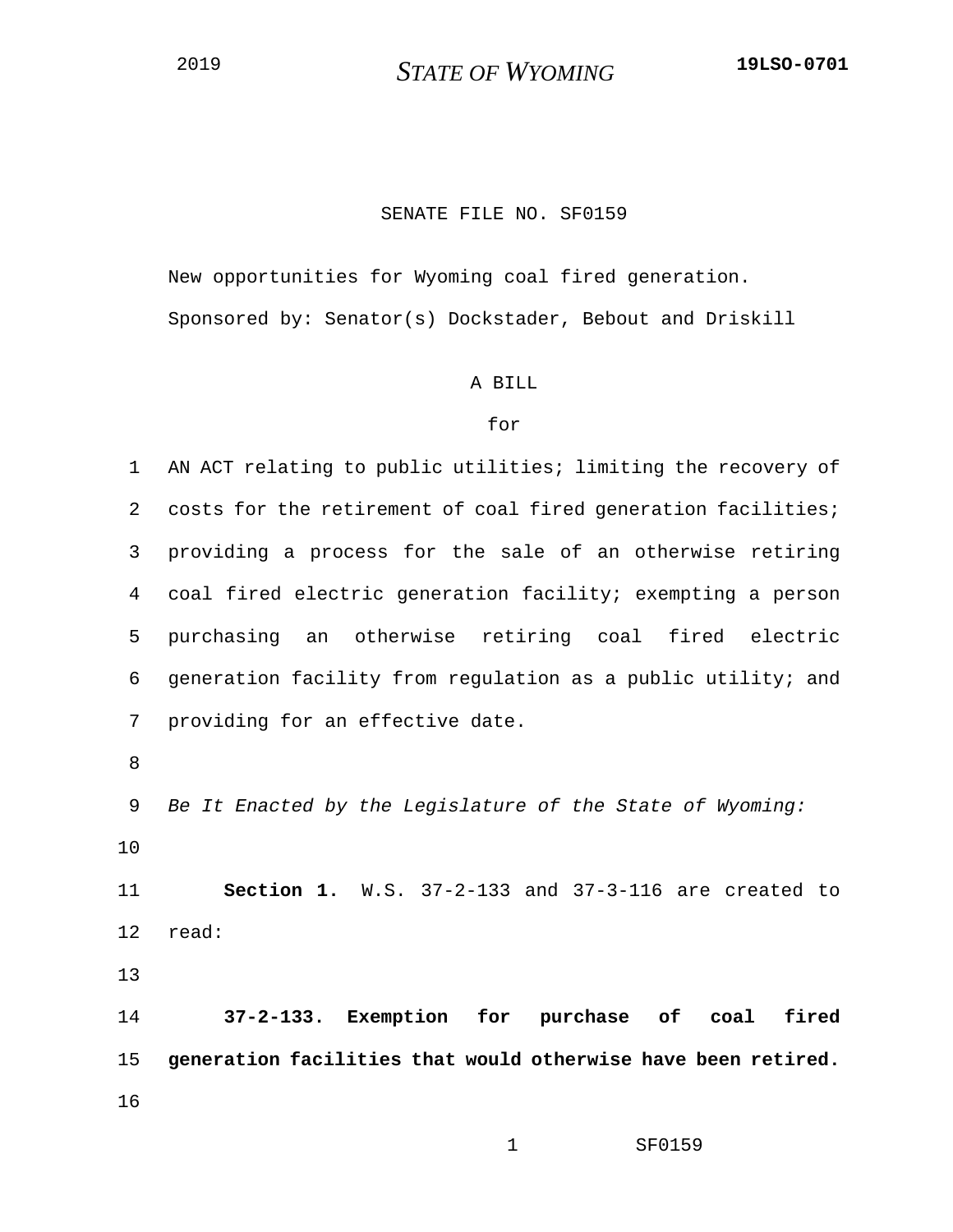2019 STATE OF WYOMING 19LSO-0701

SENATE FILE NO. SF0159

New opportunities for Wyoming coal fired generation.

Sponsored by: Senator(s) Dockstader, Bebout and Driskill

A BILL

for

AN ACT relating to public utilities; limiting the recovery of costs for the retirement of coal fired generation facilities; providing a process for the sale of an otherwise retiring coal fired electric generation facility; exempting a person purchasing an otherwise retiring coal fired electric generation facility from regulation as a public utility; and providing for an effective date.

*Be It Enacted by the Legislature of the State of Wyoming:*

**Section 1.** W.S. 37-2-133 and 37-3-116 are created to read:

**37-2-133. Exemption for purchase of coal fired generation facilities that would otherwise have been retired.**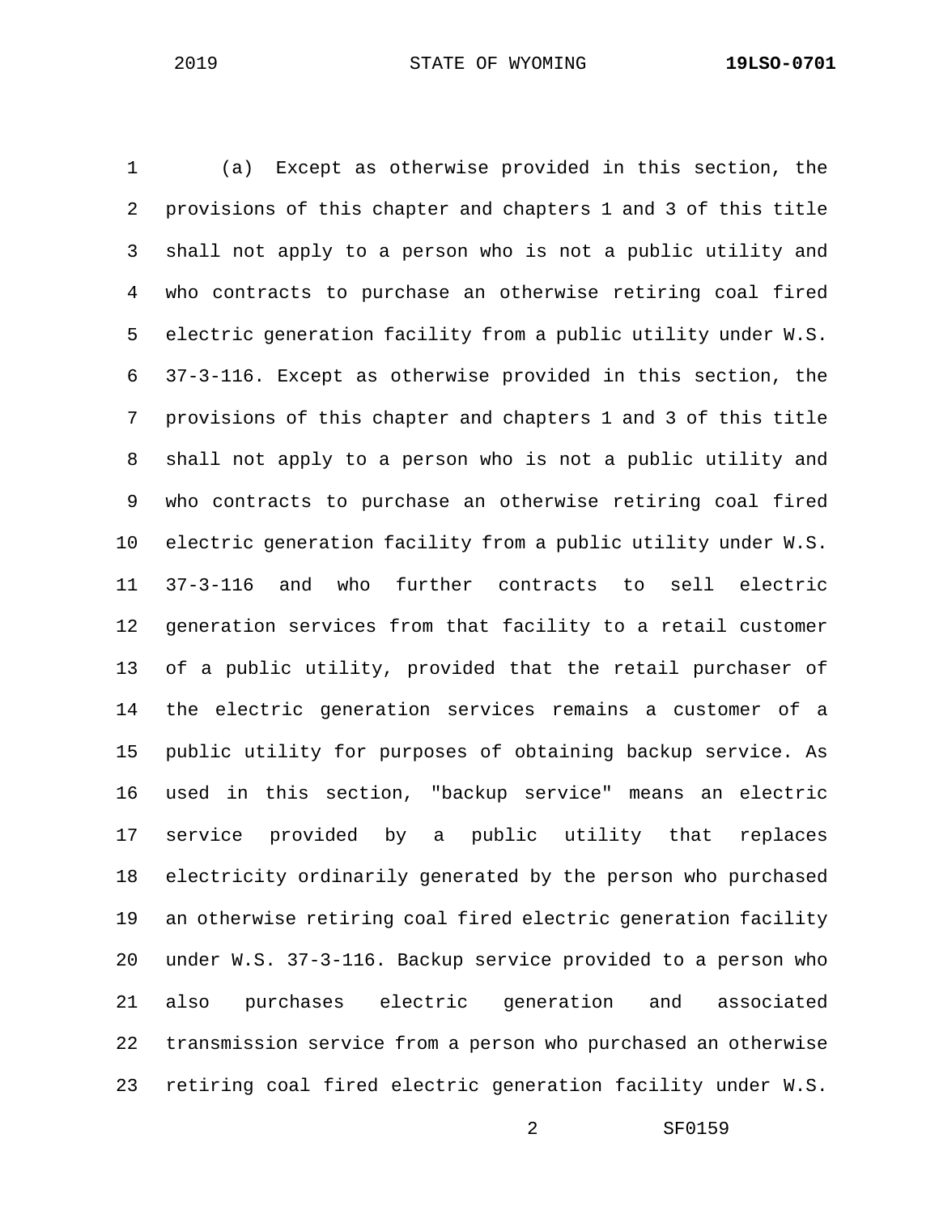(a) Except as otherwise provided in this section, the provisions of this chapter and chapters 1 and 3 of this title shall not apply to a person who is not a public utility and who contracts to purchase an otherwise retiring coal fired electric generation facility from a public utility under W.S. 37-3-116. Except as otherwise provided in this section, the provisions of this chapter and chapters 1 and 3 of this title shall not apply to a person who is not a public utility and who contracts to purchase an otherwise retiring coal fired electric generation facility from a public utility under W.S. 37-3-116 and who further contracts to sell electric generation services from that facility to a retail customer of a public utility, provided that the retail purchaser of the electric generation services remains a customer of a public utility for purposes of obtaining backup service. As used in this section, "backup service" means an electric service provided by a public utility that replaces electricity ordinarily generated by the person who purchased an otherwise retiring coal fired electric generation facility under W.S. 37-3-116. Backup service provided to a person who also purchases electric generation and associated transmission service from a person who purchased an otherwise retiring coal fired electric generation facility under W.S.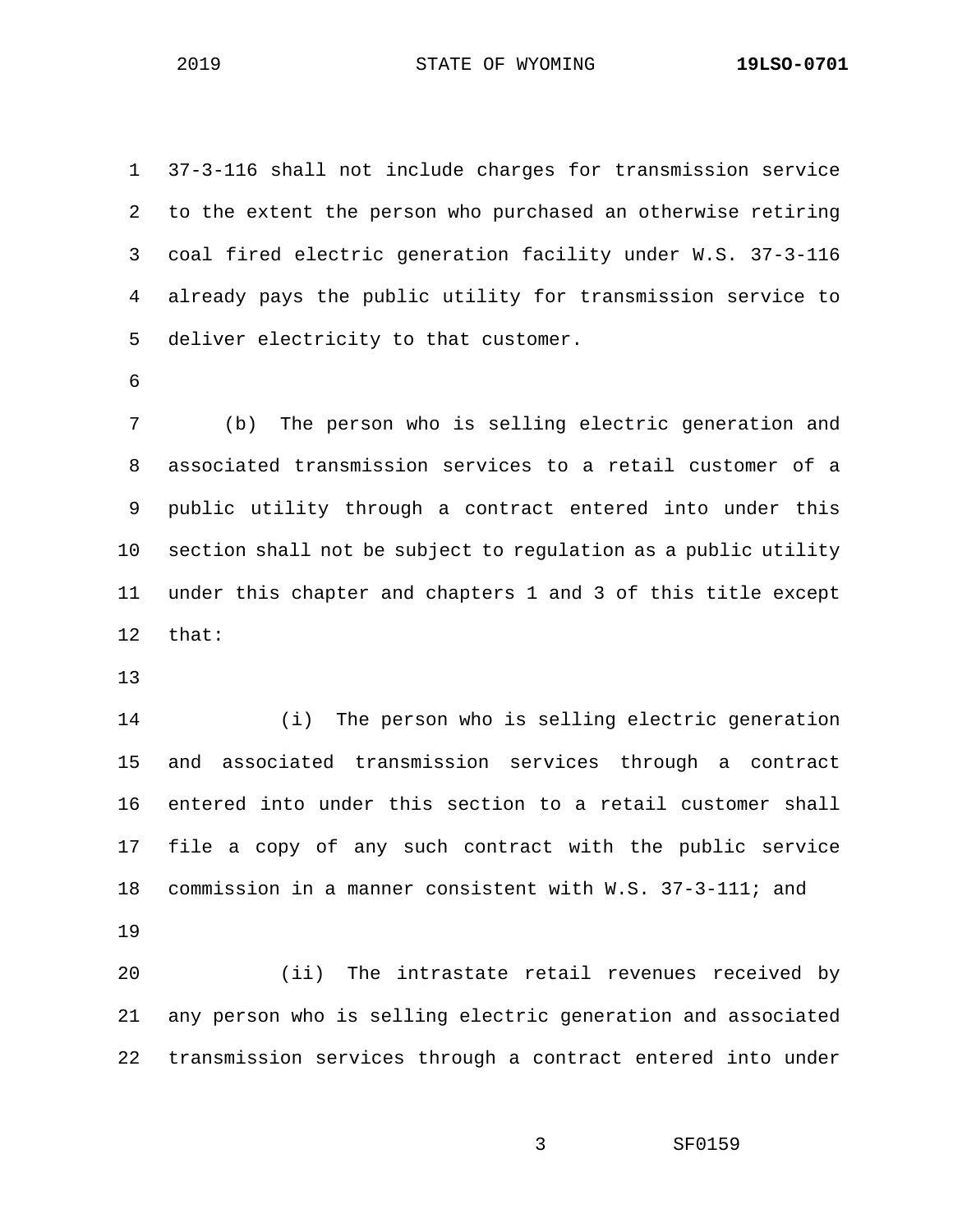37-3-116 shall not include charges for transmission service to the extent the person who purchased an otherwise retiring coal fired electric generation facility under W.S. 37-3-116 already pays the public utility for transmission service to deliver electricity to that customer.

(b) The person who is selling electric generation and associated transmission services to a retail customer of a public utility through a contract entered into under this section shall not be subject to regulation as a public utility under this chapter and chapters 1 and 3 of this title except that:

(i) The person who is selling electric generation and associated transmission services through a contract entered into under this section to a retail customer shall file a copy of any such contract with the public service commission in a manner consistent with W.S. 37-3-111; and

(ii) The intrastate retail revenues received by any person who is selling electric generation and associated transmission services through a contract entered into under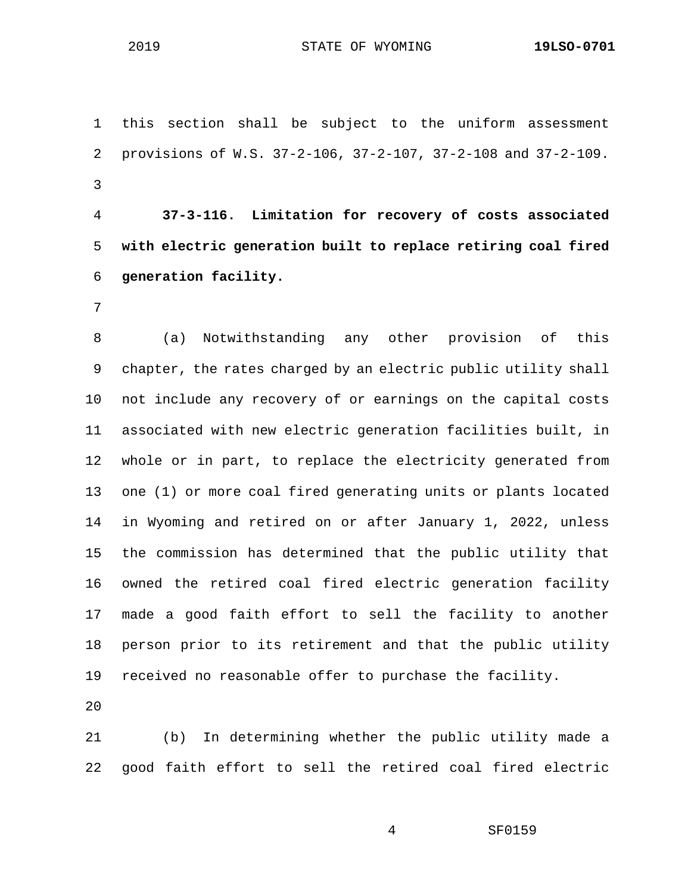this section shall be subject to the uniform assessment provisions of W.S. 37-2-106, 37-2-107, 37-2-108 and 37-2-109.

**37-3-116. Limitation for recovery of costs associated with electric generation built to replace retiring coal fired generation facility.**

(a) Notwithstanding any other provision of this chapter, the rates charged by an electric public utility shall not include any recovery of or earnings on the capital costs associated with new electric generation facilities built, in whole or in part, to replace the electricity generated from one (1) or more coal fired generating units or plants located in Wyoming and retired on or after January 1, 2022, unless the commission has determined that the public utility that owned the retired coal fired electric generation facility made a good faith effort to sell the facility to another person prior to its retirement and that the public utility received no reasonable offer to purchase the facility.

(b) In determining whether the public utility made a good faith effort to sell the retired coal fired electric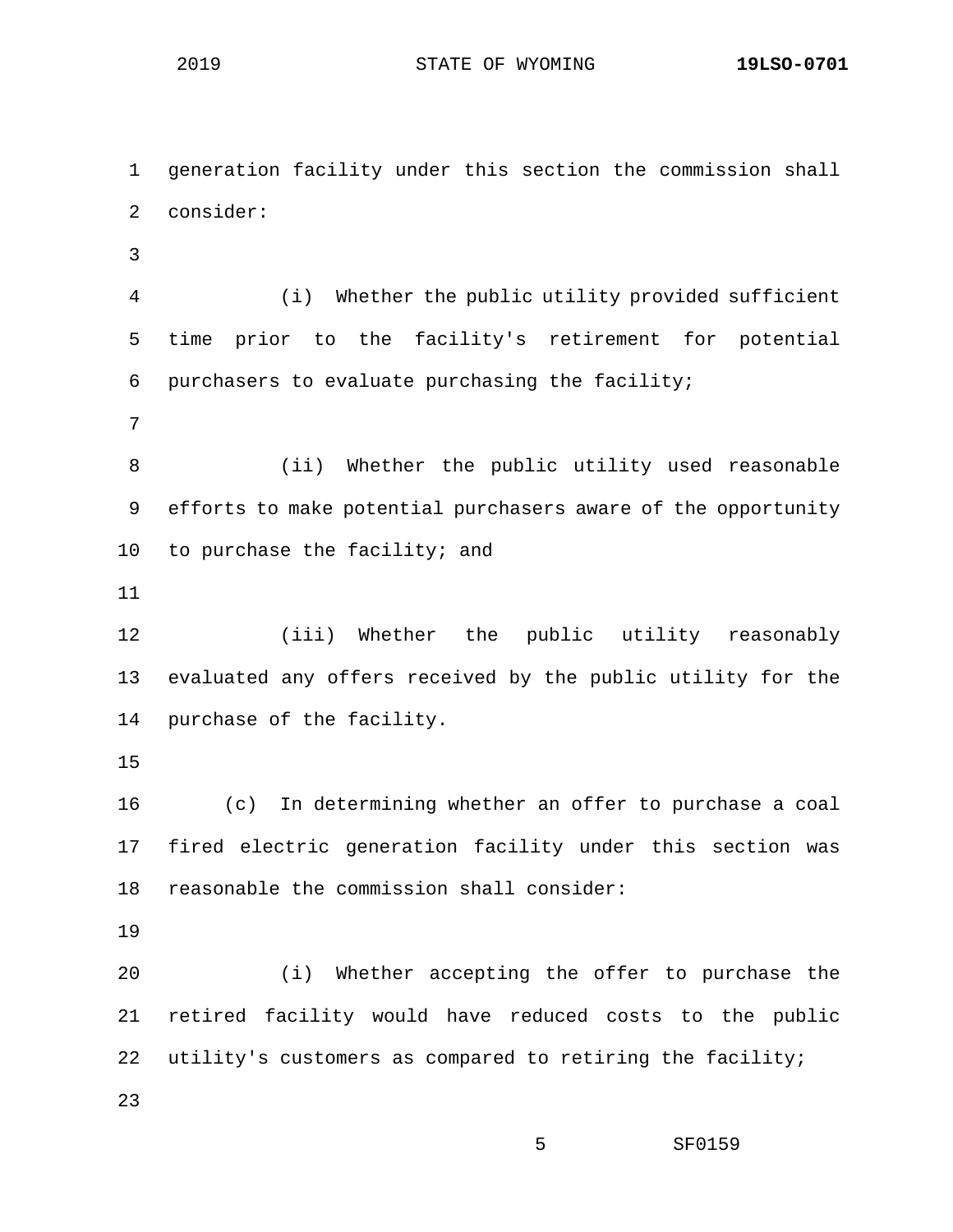generation facility under this section the commission shall consider:

(i) Whether the public utility provided sufficient time prior to the facility's retirement for potential purchasers to evaluate purchasing the facility;

(ii) Whether the public utility used reasonable efforts to make potential purchasers aware of the opportunity to purchase the facility; and

(iii) Whether the public utility reasonably evaluated any offers received by the public utility for the purchase of the facility.

(c) In determining whether an offer to purchase a coal fired electric generation facility under this section was reasonable the commission shall consider:

(i) Whether accepting the offer to purchase the retired facility would have reduced costs to the public utility's customers as compared to retiring the facility;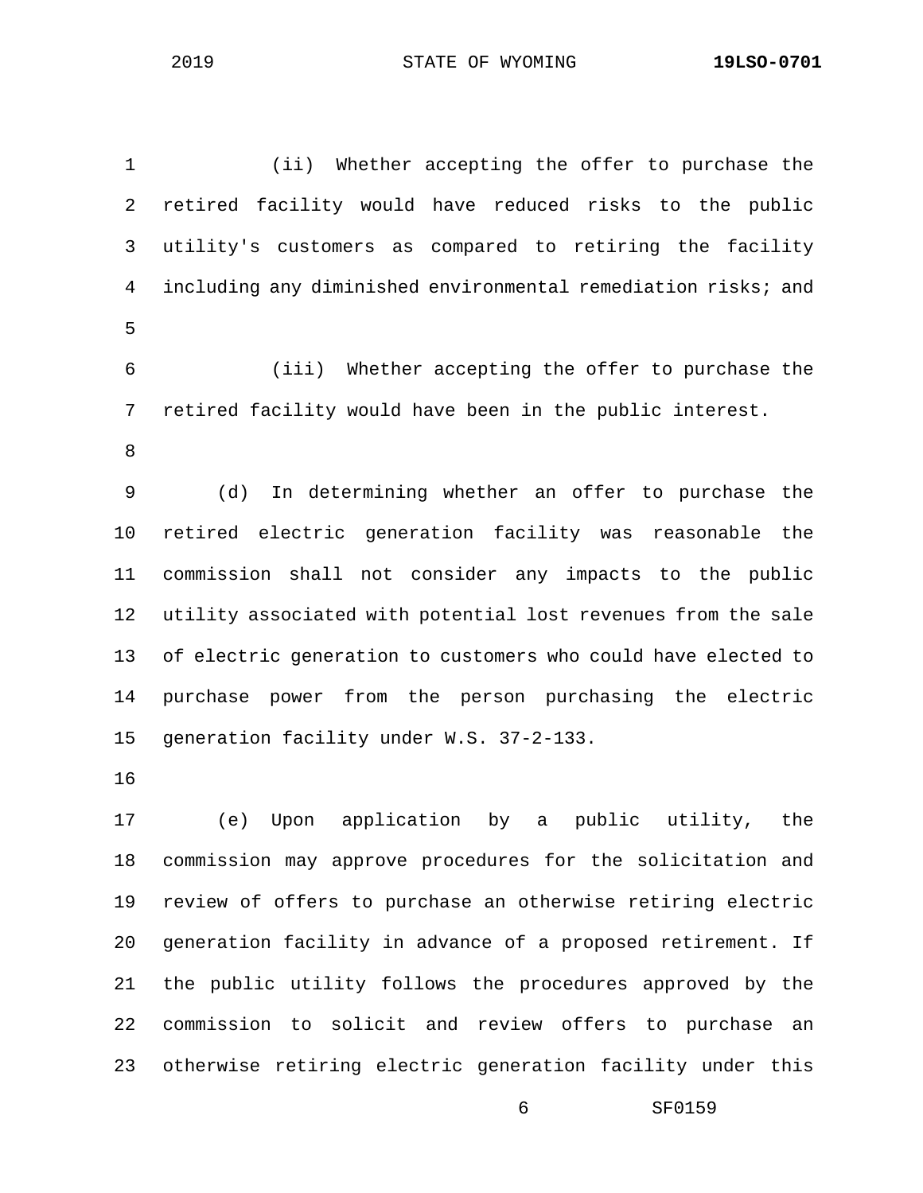(ii) Whether accepting the offer to purchase the retired facility would have reduced risks to the public utility's customers as compared to retiring the facility including any diminished environmental remediation risks; and

(iii) Whether accepting the offer to purchase the retired facility would have been in the public interest.

(d) In determining whether an offer to purchase the retired electric generation facility was reasonable the commission shall not consider any impacts to the public utility associated with potential lost revenues from the sale of electric generation to customers who could have elected to purchase power from the person purchasing the electric generation facility under W.S. 37-2-133.

(e) Upon application by a public utility, the commission may approve procedures for the solicitation and review of offers to purchase an otherwise retiring electric generation facility in advance of a proposed retirement. If the public utility follows the procedures approved by the commission to solicit and review offers to purchase an otherwise retiring electric generation facility under this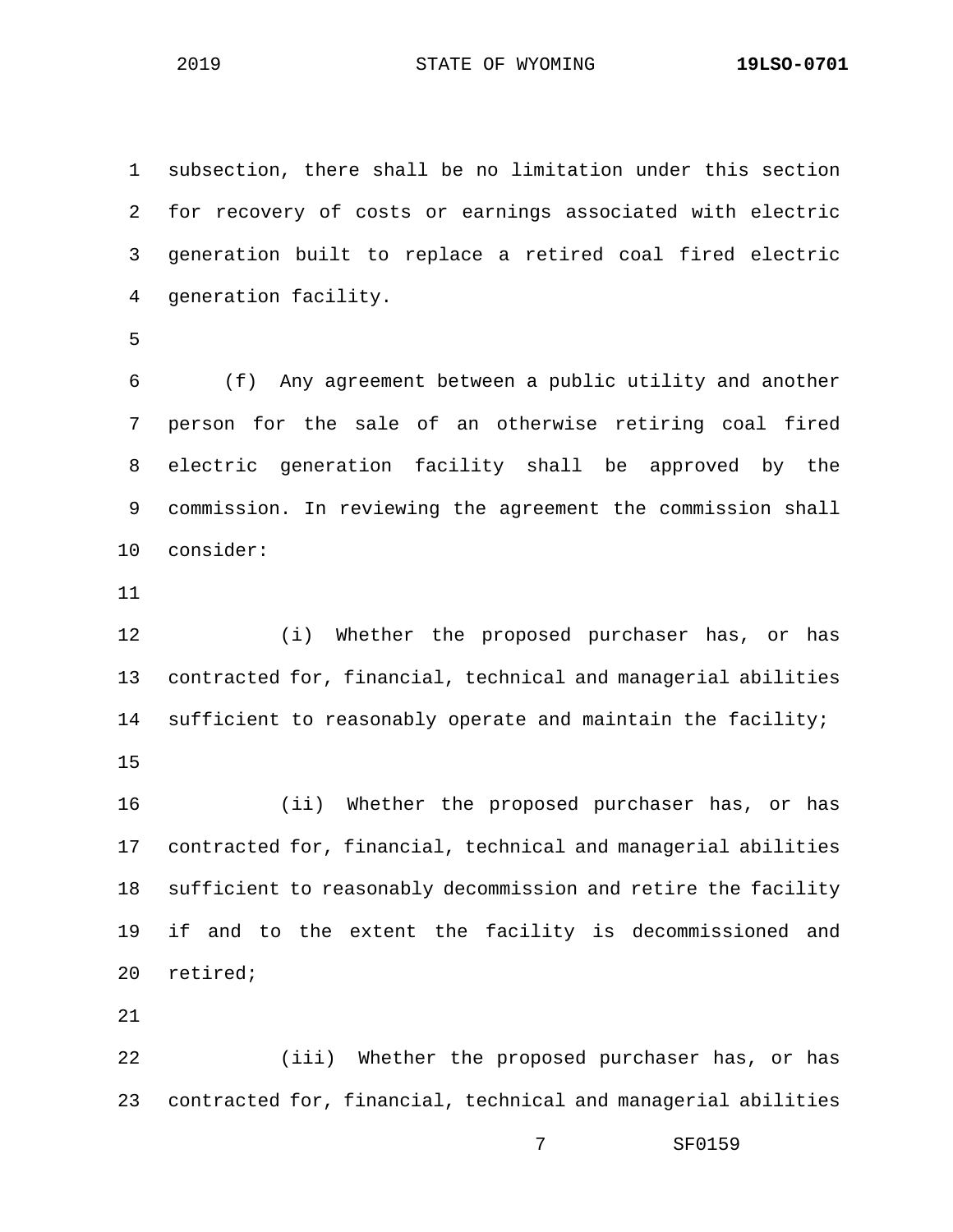subsection, there shall be no limitation under this section for recovery of costs or earnings associated with electric generation built to replace a retired coal fired electric generation facility.

(f) Any agreement between a public utility and another person for the sale of an otherwise retiring coal fired electric generation facility shall be approved by the commission. In reviewing the agreement the commission shall consider:

(i) Whether the proposed purchaser has, or has contracted for, financial, technical and managerial abilities sufficient to reasonably operate and maintain the facility;

(ii) Whether the proposed purchaser has, or has contracted for, financial, technical and managerial abilities sufficient to reasonably decommission and retire the facility if and to the extent the facility is decommissioned and retired;

(iii) Whether the proposed purchaser has, or has contracted for, financial, technical and managerial abilities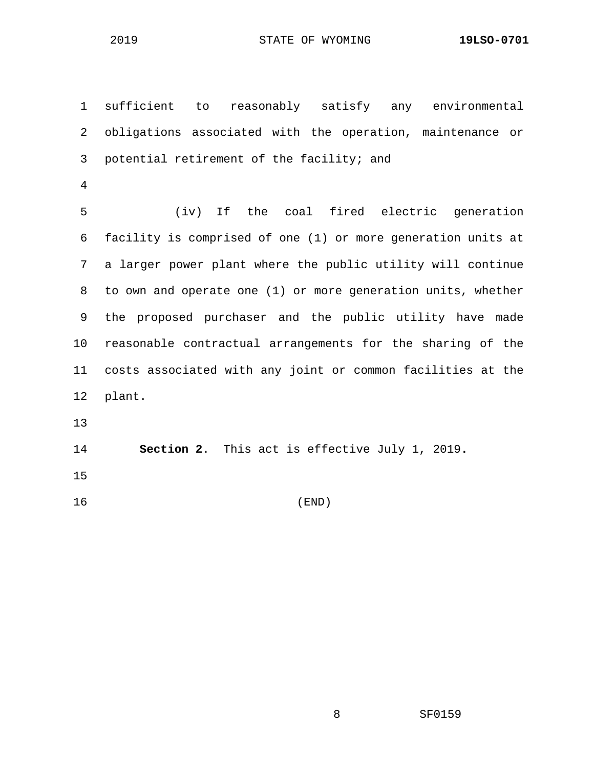sufficient to reasonably satisfy any environmental obligations associated with the operation, maintenance or potential retirement of the facility; and

(iv) If the coal fired electric generation facility is comprised of one (1) or more generation units at a larger power plant where the public utility will continue to own and operate one (1) or more generation units, whether the proposed purchaser and the public utility have made reasonable contractual arrangements for the sharing of the costs associated with any joint or common facilities at the plant.

**Section 2**. This act is effective July 1, 2019.

(END)